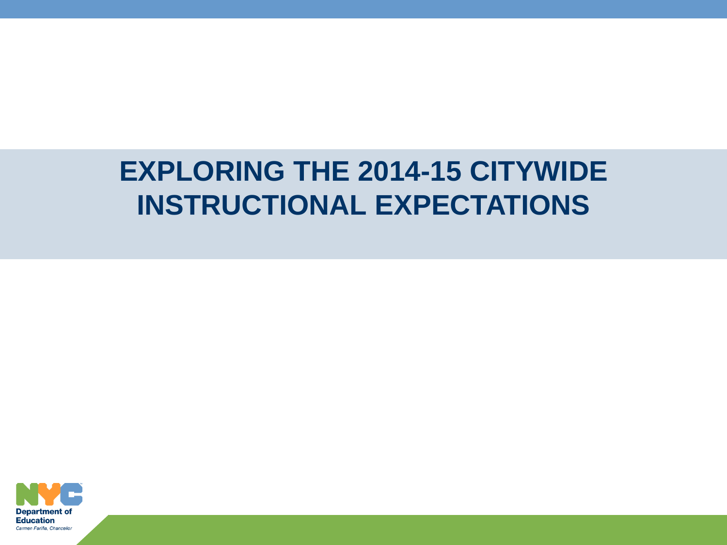# EXPLORING THE 2014-15 CITYWIDE INSTRUCTIONAL EXPECTATIONS

Department of Education

*Carmen Fariña, Chancellor*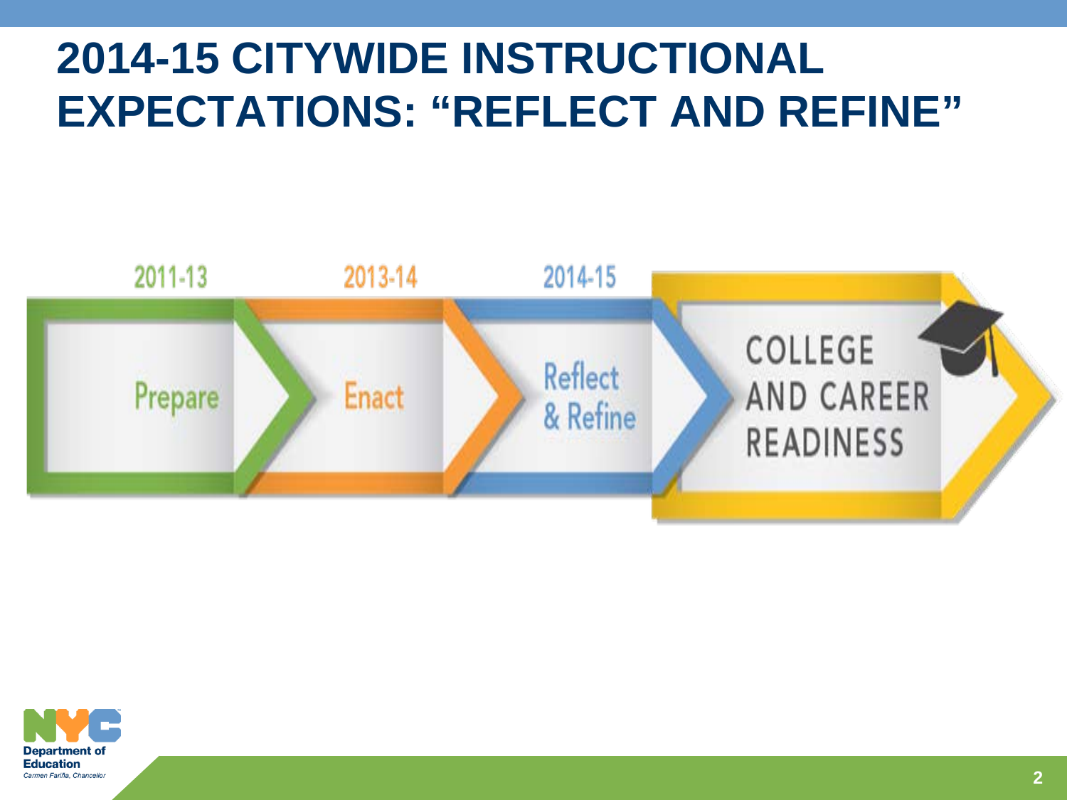# 2014-15 CITYWIDE INSTRUCTIONAL EXPECTATIONS: "REFLECT AND REFINE"

2011-13 — Prepare

2013-14 — Enact

2014-15 — Reflect & Refine

COLLEGE AND CAREER READINESS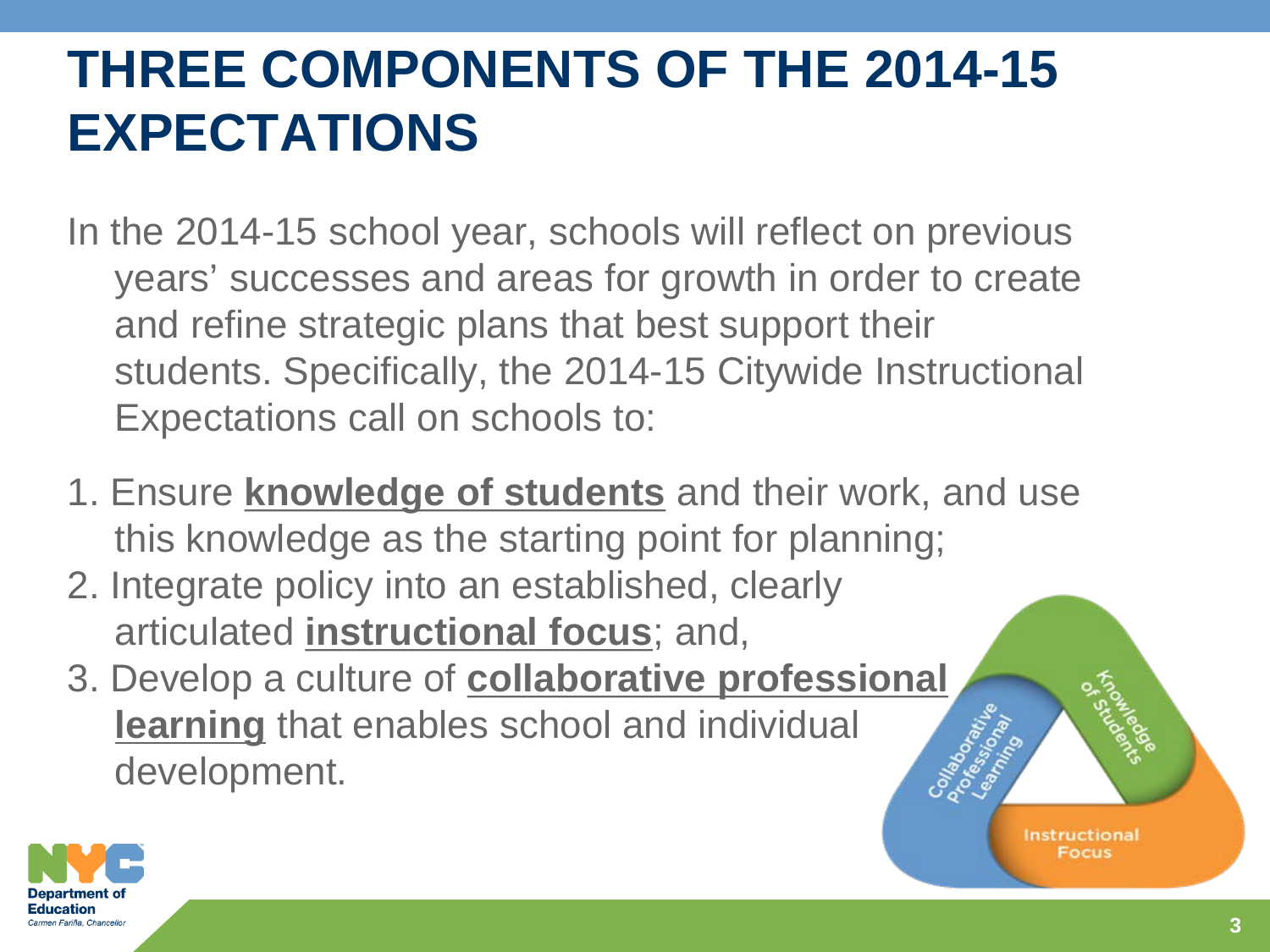# THREE COMPONENTS OF THE 2014-15 EXPECTATIONS

In the 2014-15 school year, schools will reflect on previous years' successes and areas for growth in order to create and refine strategic plans that best support their students. Specifically, the 2014-15 Citywide Instructional Expectations call on schools to:

1. Ensure **knowledge of students** and their work, and use this knowledge as the starting point for planning;
2. Integrate policy into an established, clearly articulated **instructional focus**; and,
3. Develop a culture of **collaborative professional learning** that enables school and individual development.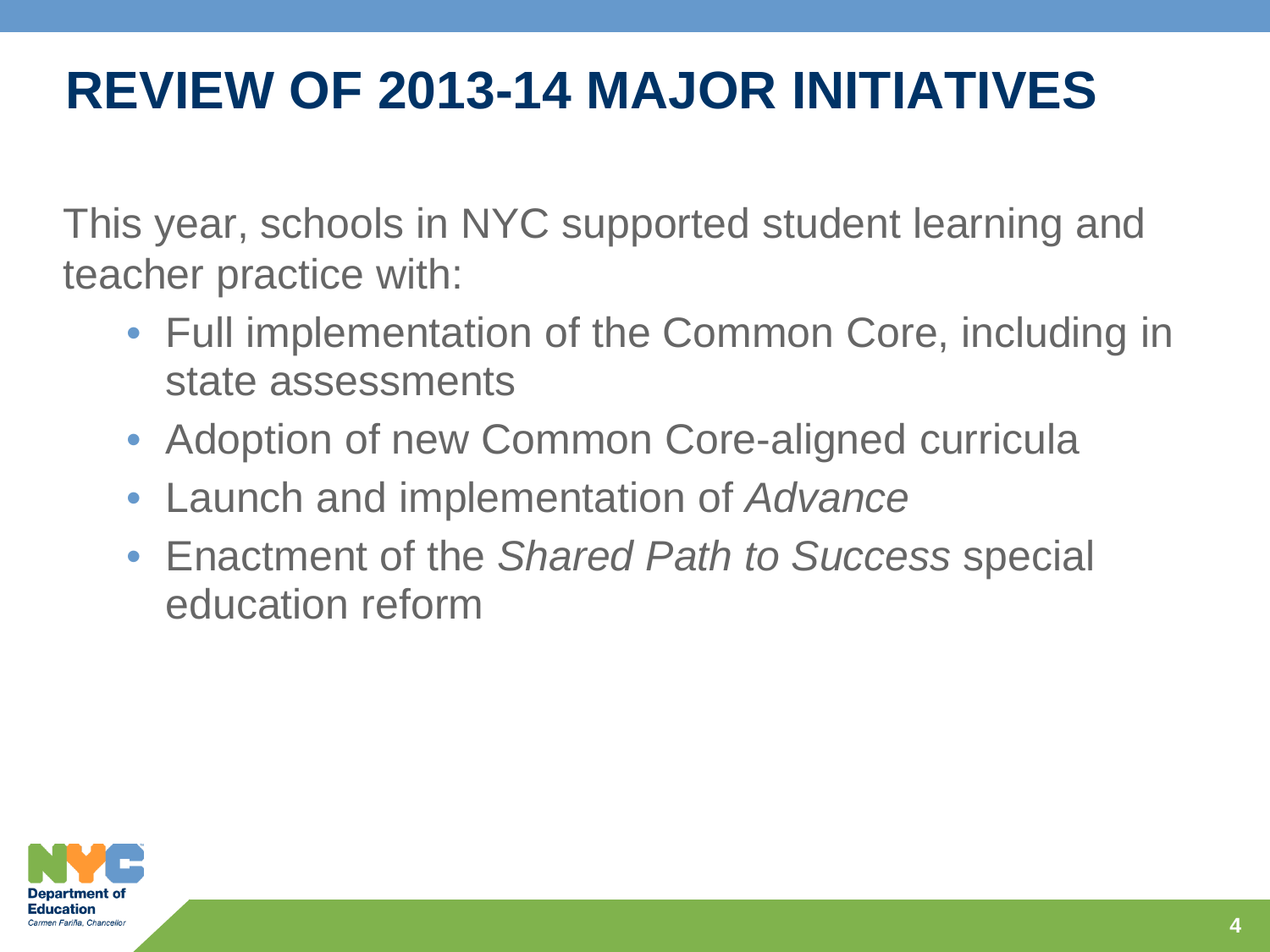# REVIEW OF 2013-14 MAJOR INITIATIVES

This year, schools in NYC supported student learning and teacher practice with:

- Full implementation of the Common Core, including in state assessments
- Adoption of new Common Core-aligned curricula
- Launch and implementation of *Advance*
- Enactment of the *Shared Path to Success* special education reform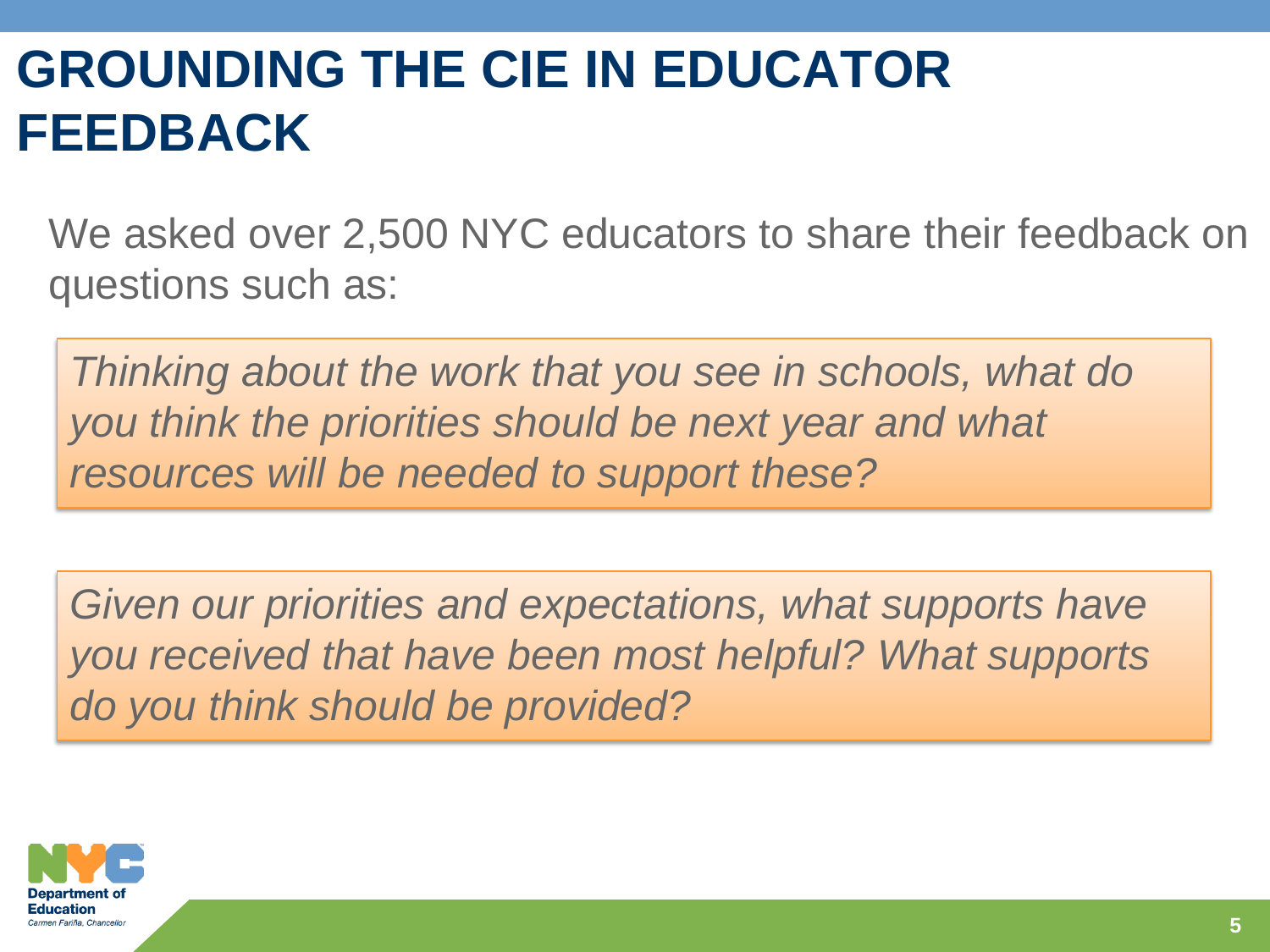# GROUNDING THE CIE IN EDUCATOR FEEDBACK

We asked over 2,500 NYC educators to share their feedback on questions such as:

*Thinking about the work that you see in schools, what do you think the priorities should be next year and what resources will be needed to support these?*

*Given our priorities and expectations, what supports have you received that have been most helpful? What supports do you think should be provided?*

NYC Department of Education
Carmen Fariña, Chancellor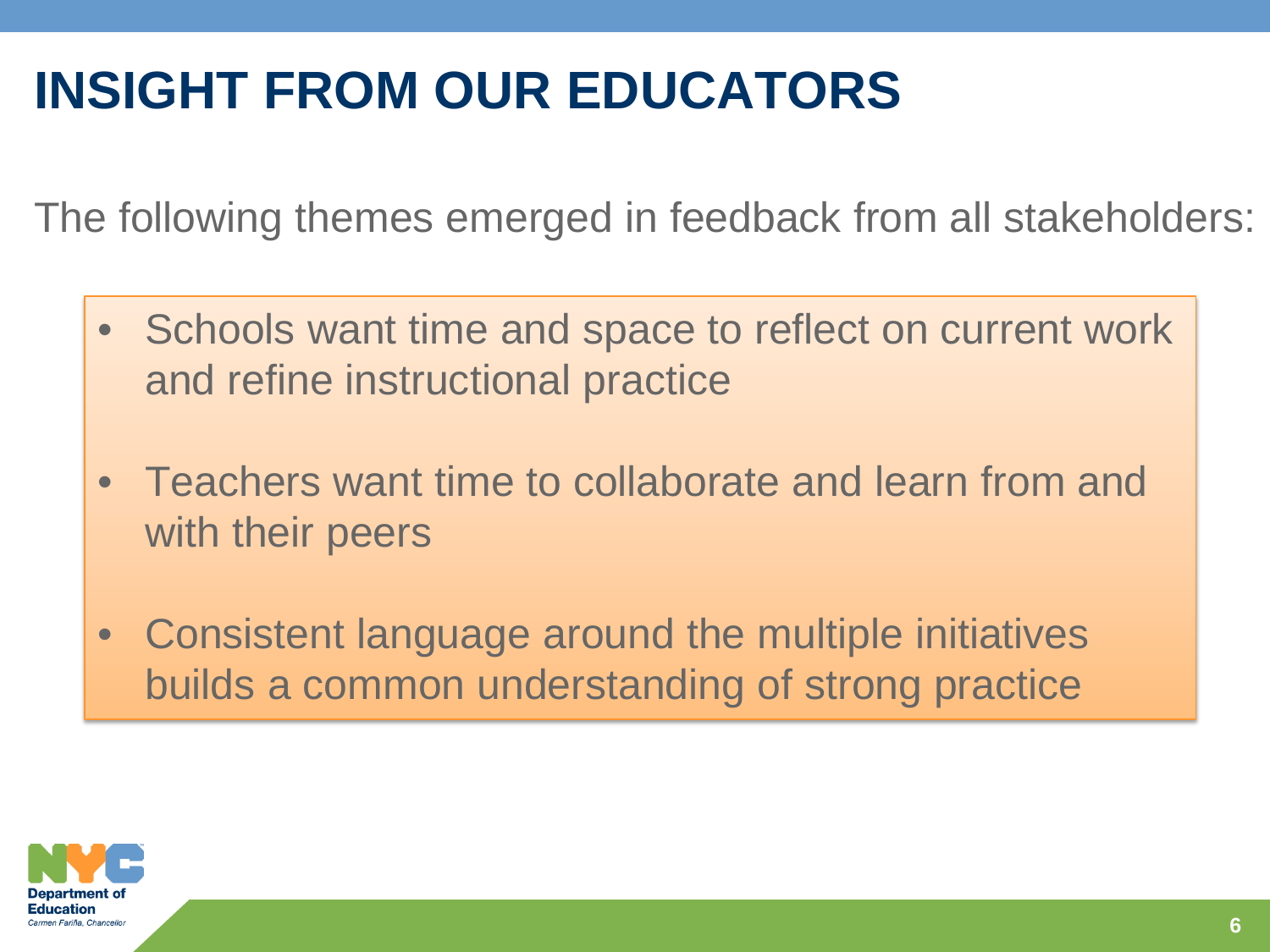# INSIGHT FROM OUR EDUCATORS

The following themes emerged in feedback from all stakeholders:

- Schools want time and space to reflect on current work and refine instructional practice
- Teachers want time to collaborate and learn from and with their peers
- Consistent language around the multiple initiatives builds a common understanding of strong practice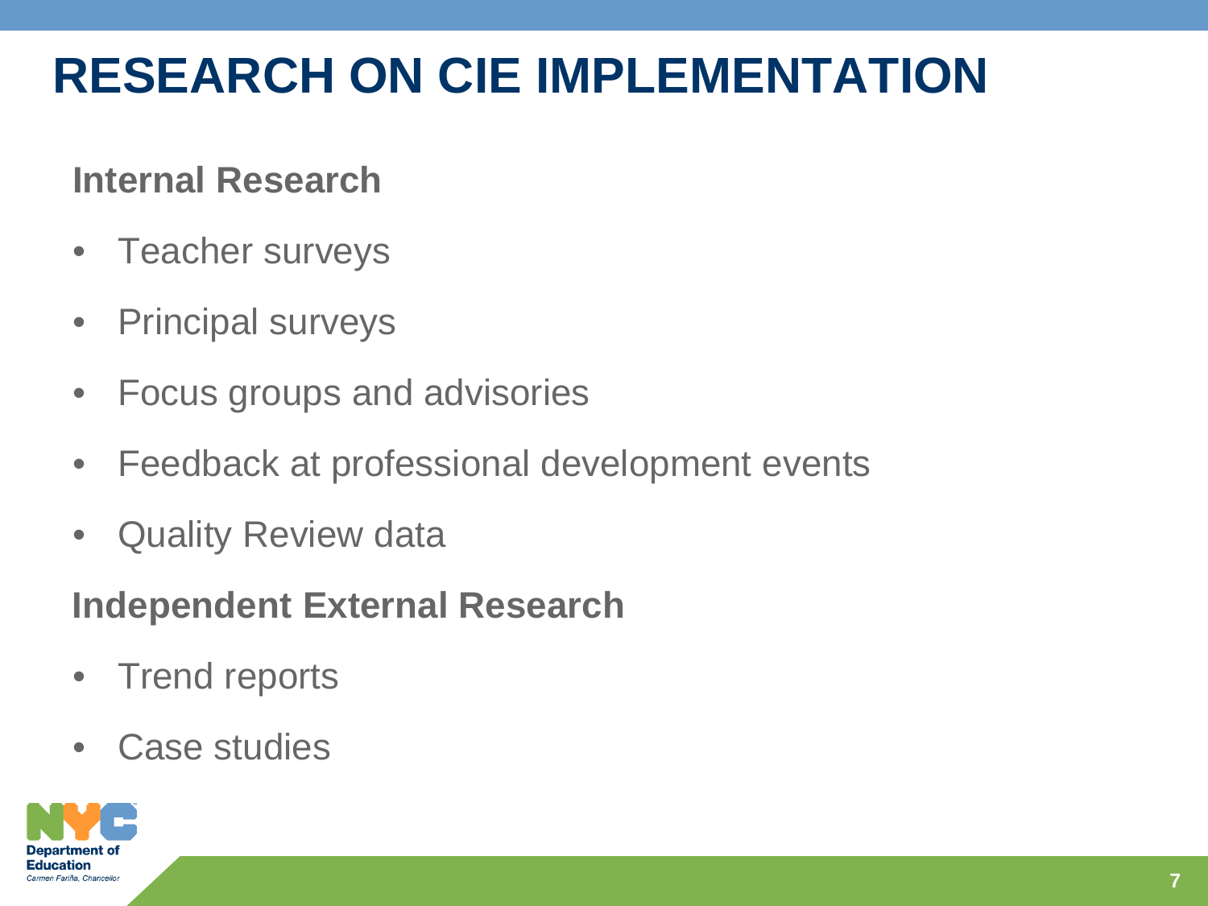# RESEARCH ON CIE IMPLEMENTATION

## Internal Research

- Teacher surveys
- Principal surveys
- Focus groups and advisories
- Feedback at professional development events
- Quality Review data

## Independent External Research

- Trend reports
- Case studies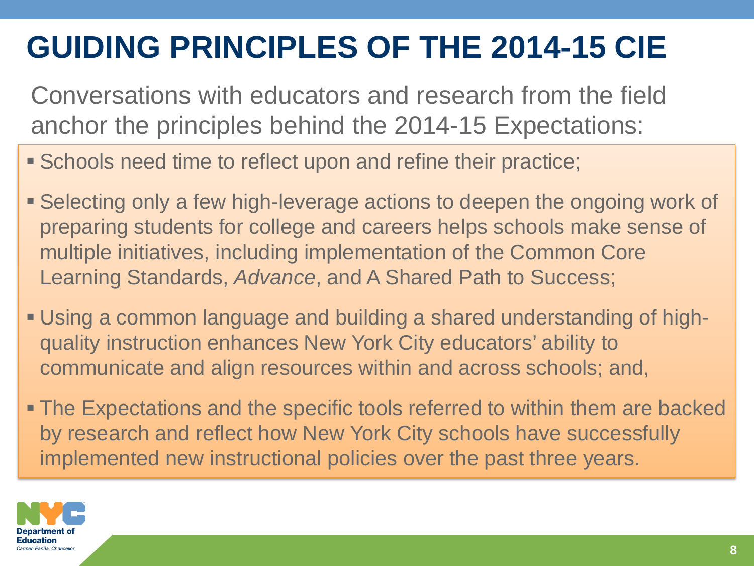# GUIDING PRINCIPLES OF THE 2014-15 CIE

Conversations with educators and research from the field anchor the principles behind the 2014-15 Expectations:

- Schools need time to reflect upon and refine their practice;
- Selecting only a few high-leverage actions to deepen the ongoing work of preparing students for college and careers helps schools make sense of multiple initiatives, including implementation of the Common Core Learning Standards, *Advance*, and A Shared Path to Success;
- Using a common language and building a shared understanding of high-quality instruction enhances New York City educators' ability to communicate and align resources within and across schools; and,
- The Expectations and the specific tools referred to within them are backed by research and reflect how New York City schools have successfully implemented new instructional policies over the past three years.

NYC Department of Education
Carmen Fariña, Chancellor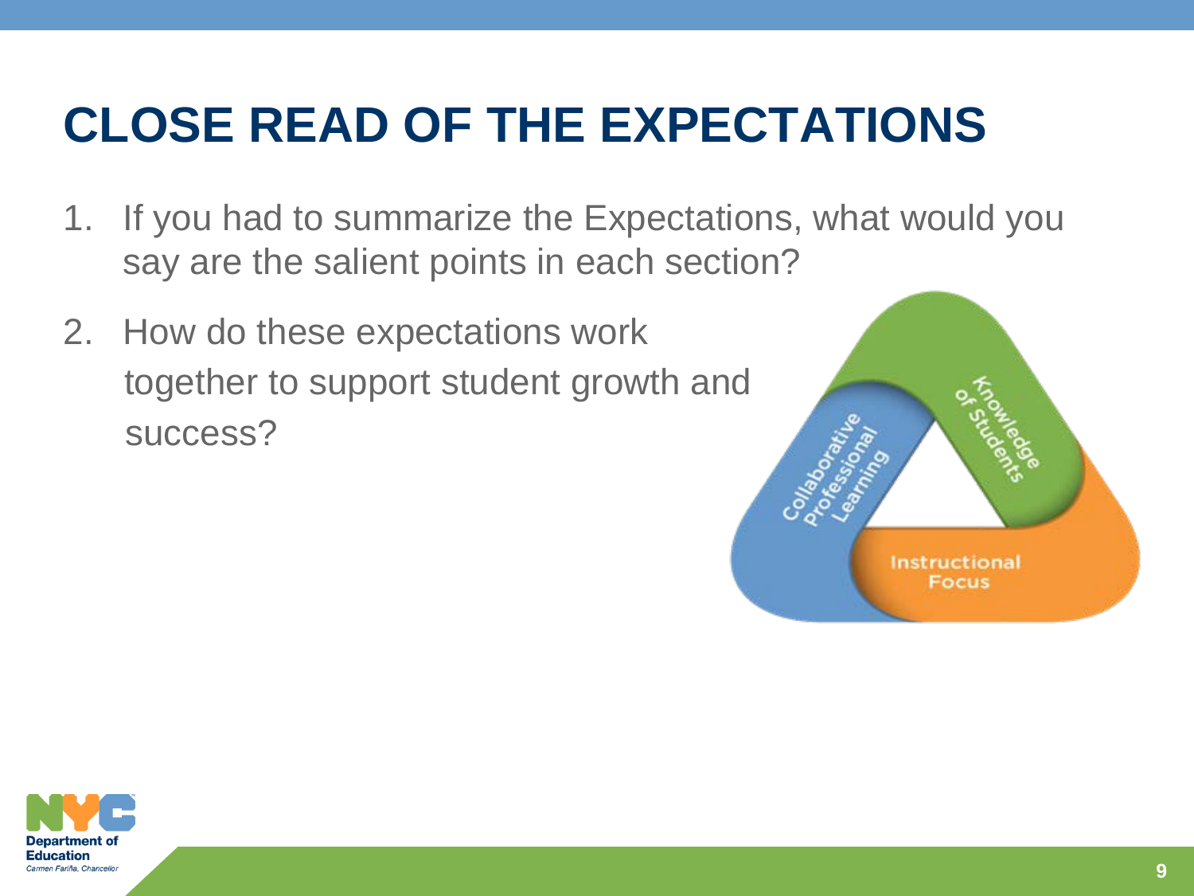# CLOSE READ OF THE EXPECTATIONS

1. If you had to summarize the Expectations, what would you say are the salient points in each section?
2. How do these expectations work together to support student growth and success?

Collaborative Professional Learning

Knowledge of Students

Instructional Focus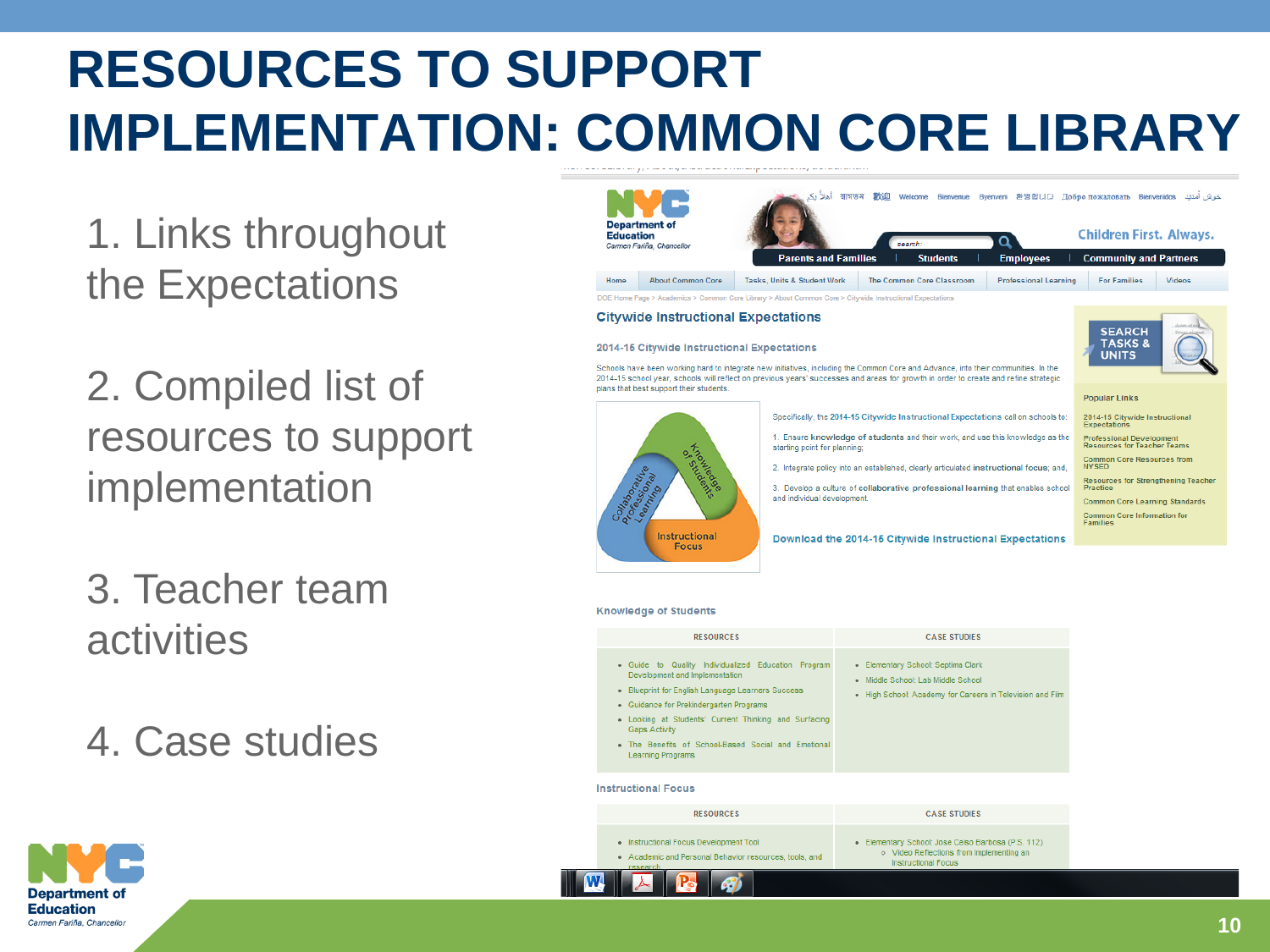# RESOURCES TO SUPPORT IMPLEMENTATION: COMMON CORE LIBRARY

1. Links throughout the Expectations

2. Compiled list of resources to support implementation

3. Teacher team activities

4. Case studies

Citywide Instructional Expectations

2014-15 Citywide Instructional Expectations

Schools have been working hard to integrate new initiatives, including the Common Core and Advance, into their communities. In the 2014-15 school year, schools will reflect on previous years' successes and areas for growth in order to create and refine strategic plans that best support their students.

Specifically, the 2014-15 Citywide Instructional Expectations call on schools to:

1. Ensure knowledge of students and their work, and use this knowledge as the starting point for planning;
2. Integrate policy into an established, clearly articulated instructional focus; and,
3. Develop a culture of collaborative professional learning that enables school and individual development.

Download the 2014-15 Citywide Instructional Expectations

Knowledge of Students

| RESOURCES | CASE STUDIES |
|---|---|
| Guide to Quality Individualized Education Program Development and Implementation; Blueprint for English Language Learners Success; Guidance for Prekindergarten Programs; Looking at Students' Current Thinking and Surfacing Gaps Activity; The Benefits of School-Based Social and Emotional Learning Programs | Elementary School: Septima Clark; Middle School: Lab Middle School; High School: Academy for Careers in Television and Film |

Instructional Focus

| RESOURCES | CASE STUDIES |
|---|---|
| Instructional Focus Development Tool; Academic and Personal Behavior resources, tools, and research | Elementary School: Jose Celso Barbosa (P.S. 112) — Video Reflections from Implementing an Instructional Focus |